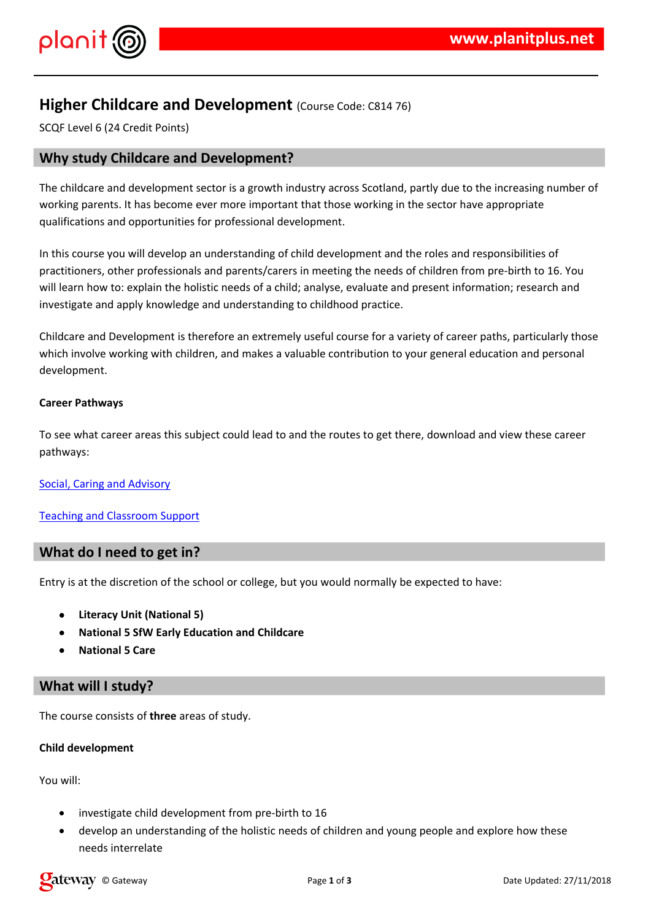# Higher Childcare and Development (Course Code: C814 76)

SCQF Level 6 (24 Credit Points)

## Why study Childcare and Development?

The childcare and development sector is a growth industry across Scotland, partly due to the increasing number of working parents. It has become ever more important that those working in the sector have appropriate qualifications and opportunities for professional development.

In this course you will develop an understanding of child development and the roles and responsibilities of practitioners, other professionals and parents/carers in meeting the needs of children from pre-birth to 16. You will learn how to: explain the holistic needs of a child; analyse, evaluate and present information; research and investigate and apply knowledge and understanding to childhood practice.

Childcare and Development is therefore an extremely useful course for a variety of career paths, particularly those which involve working with children, and makes a valuable contribution to your general education and personal development.

**Career Pathways**

To see what career areas this subject could lead to and the routes to get there, download and view these career pathways:

Social, Caring and Advisory

Teaching and Classroom Support

## What do I need to get in?

Entry is at the discretion of the school or college, but you would normally be expected to have:

- **Literacy Unit (National 5)**
- **National 5 SfW Early Education and Childcare**
- **National 5 Care**

## What will I study?

The course consists of **three** areas of study.

**Child development**

You will:

- investigate child development from pre-birth to 16
- develop an understanding of the holistic needs of children and young people and explore how these needs interrelate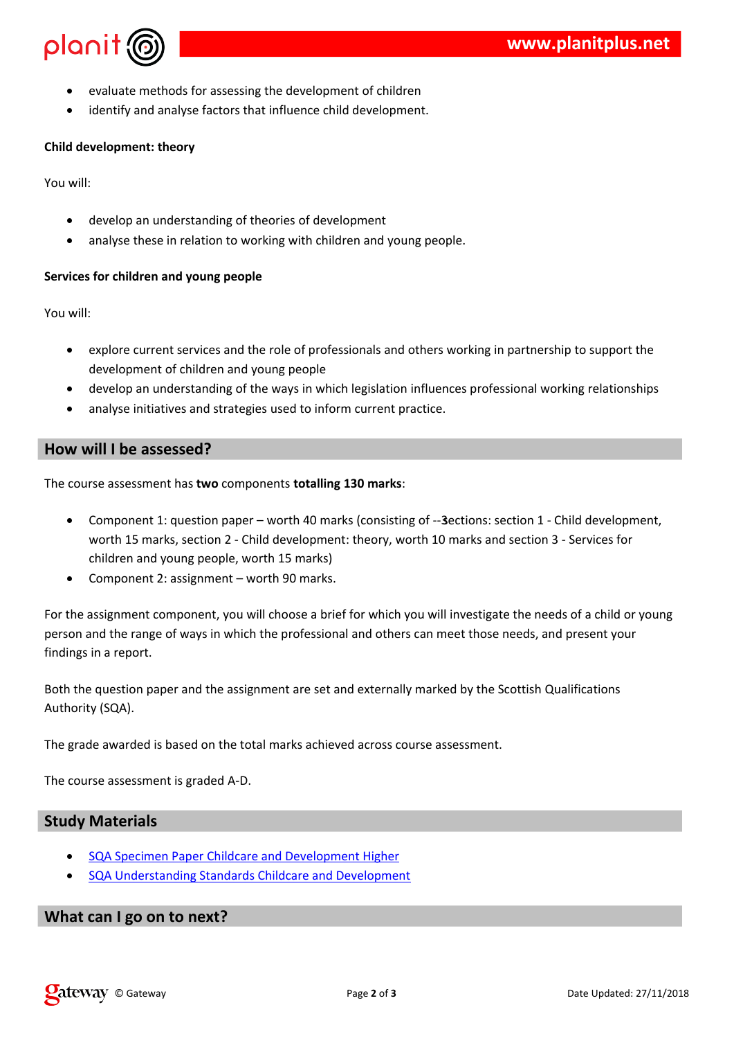- evaluate methods for assessing the development of children
- identify and analyse factors that influence child development.

**Child development: theory**

You will:

- develop an understanding of theories of development
- analyse these in relation to working with children and young people.

**Services for children and young people**

You will:

- explore current services and the role of professionals and others working in partnership to support the development of children and young people
- develop an understanding of the ways in which legislation influences professional working relationships
- analyse initiatives and strategies used to inform current practice.

## How will I be assessed?

The course assessment has **two** components **totalling 130 marks**:

- Component 1: question paper – worth 40 marks (consisting of --**3**ections: section 1 - Child development, worth 15 marks, section 2 - Child development: theory, worth 10 marks and section 3 - Services for children and young people, worth 15 marks)
- Component 2: assignment – worth 90 marks.

For the assignment component, you will choose a brief for which you will investigate the needs of a child or young person and the range of ways in which the professional and others can meet those needs, and present your findings in a report.

Both the question paper and the assignment are set and externally marked by the Scottish Qualifications Authority (SQA).

The grade awarded is based on the total marks achieved across course assessment.

The course assessment is graded A-D.

## Study Materials

- SQA Specimen Paper Childcare and Development Higher
- SQA Understanding Standards Childcare and Development

## What can I go on to next?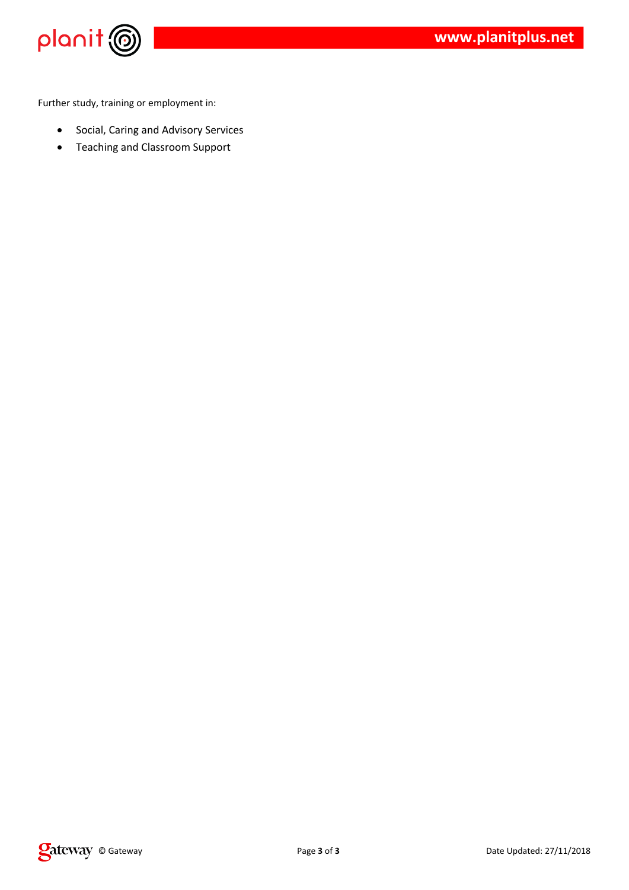Further study, training or employment in:

- Social, Caring and Advisory Services
- Teaching and Classroom Support